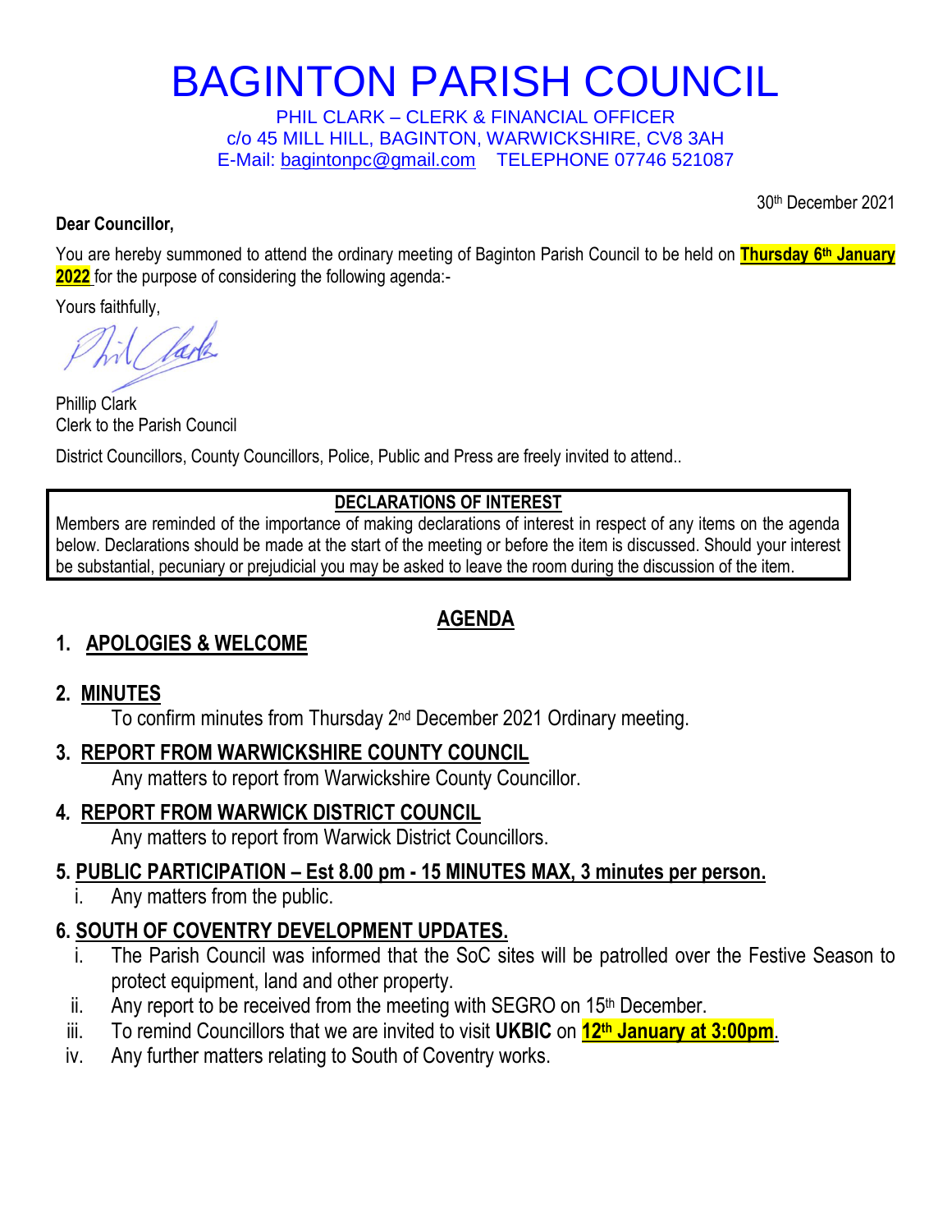# BAGINTON PARISH COUNCIL

PHIL CLARK – CLERK & FINANCIAL OFFICER
c/o 45 MILL HILL, BAGINTON, WARWICKSHIRE, CV8 3AH
E-Mail: bagintonpc@gmail.com TELEPHONE 07746 521087

30th December 2021

**Dear Councillor,**

You are hereby summoned to attend the ordinary meeting of Baginton Parish Council to be held on **Thursday 6th January 2022** for the purpose of considering the following agenda:-

Yours faithfully,

Phillip Clark
Clerk to the Parish Council

District Councillors, County Councillors, Police, Public and Press are freely invited to attend..

| **DECLARATIONS OF INTEREST** |
|---|
| Members are reminded of the importance of making declarations of interest in respect of any items on the agenda below. Declarations should be made at the start of the meeting or before the item is discussed. Should your interest be substantial, pecuniary or prejudicial you may be asked to leave the room during the discussion of the item. |

## AGENDA

### 1. APOLOGIES & WELCOME

### 2. MINUTES

To confirm minutes from Thursday 2nd December 2021 Ordinary meeting.

### 3. REPORT FROM WARWICKSHIRE COUNTY COUNCIL

Any matters to report from Warwickshire County Councillor.

### 4. REPORT FROM WARWICK DISTRICT COUNCIL

Any matters to report from Warwick District Councillors.

### 5. PUBLIC PARTICIPATION – Est 8.00 pm - 15 MINUTES MAX, 3 minutes per person.

i. Any matters from the public.

### 6. SOUTH OF COVENTRY DEVELOPMENT UPDATES.

i. The Parish Council was informed that the SoC sites will be patrolled over the Festive Season to protect equipment, land and other property.
ii. Any report to be received from the meeting with SEGRO on 15th December.
iii. To remind Councillors that we are invited to visit **UKBIC** on **12th January at 3:00pm**.
iv. Any further matters relating to South of Coventry works.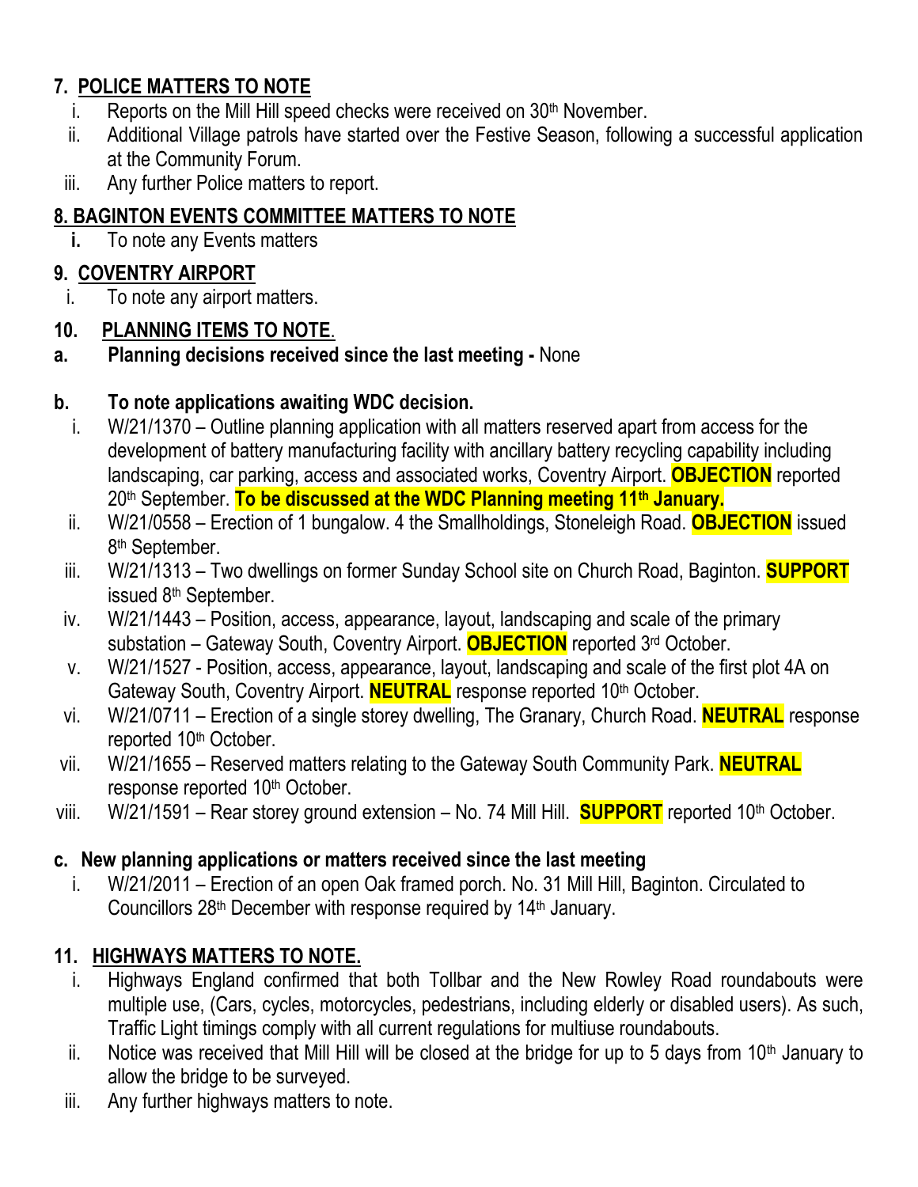## 7. POLICE MATTERS TO NOTE

i. Reports on the Mill Hill speed checks were received on 30th November.

ii. Additional Village patrols have started over the Festive Season, following a successful application at the Community Forum.

iii. Any further Police matters to report.

## 8. BAGINTON EVENTS COMMITTEE MATTERS TO NOTE

**i.** To note any Events matters

## 9. COVENTRY AIRPORT

i. To note any airport matters.

## 10. PLANNING ITEMS TO NOTE.

**a. Planning decisions received since the last meeting -** None

**b. To note applications awaiting WDC decision.**

i. W/21/1370 – Outline planning application with all matters reserved apart from access for the development of battery manufacturing facility with ancillary battery recycling capability including landscaping, car parking, access and associated works, Coventry Airport. **OBJECTION** reported 20th September. **To be discussed at the WDC Planning meeting 11th January.**

ii. W/21/0558 – Erection of 1 bungalow. 4 the Smallholdings, Stoneleigh Road. **OBJECTION** issued 8th September.

iii. W/21/1313 – Two dwellings on former Sunday School site on Church Road, Baginton. **SUPPORT** issued 8th September.

iv. W/21/1443 – Position, access, appearance, layout, landscaping and scale of the primary substation – Gateway South, Coventry Airport. **OBJECTION** reported 3rd October.

v. W/21/1527 - Position, access, appearance, layout, landscaping and scale of the first plot 4A on Gateway South, Coventry Airport. **NEUTRAL** response reported 10th October.

vi. W/21/0711 – Erection of a single storey dwelling, The Granary, Church Road. **NEUTRAL** response reported 10th October.

vii. W/21/1655 – Reserved matters relating to the Gateway South Community Park. **NEUTRAL** response reported 10th October.

viii. W/21/1591 – Rear storey ground extension – No. 74 Mill Hill. **SUPPORT** reported 10th October.

**c. New planning applications or matters received since the last meeting**

i. W/21/2011 – Erection of an open Oak framed porch. No. 31 Mill Hill, Baginton. Circulated to Councillors 28th December with response required by 14th January.

## 11. HIGHWAYS MATTERS TO NOTE.

i. Highways England confirmed that both Tollbar and the New Rowley Road roundabouts were multiple use, (Cars, cycles, motorcycles, pedestrians, including elderly or disabled users). As such, Traffic Light timings comply with all current regulations for multiuse roundabouts.

ii. Notice was received that Mill Hill will be closed at the bridge for up to 5 days from 10th January to allow the bridge to be surveyed.

iii. Any further highways matters to note.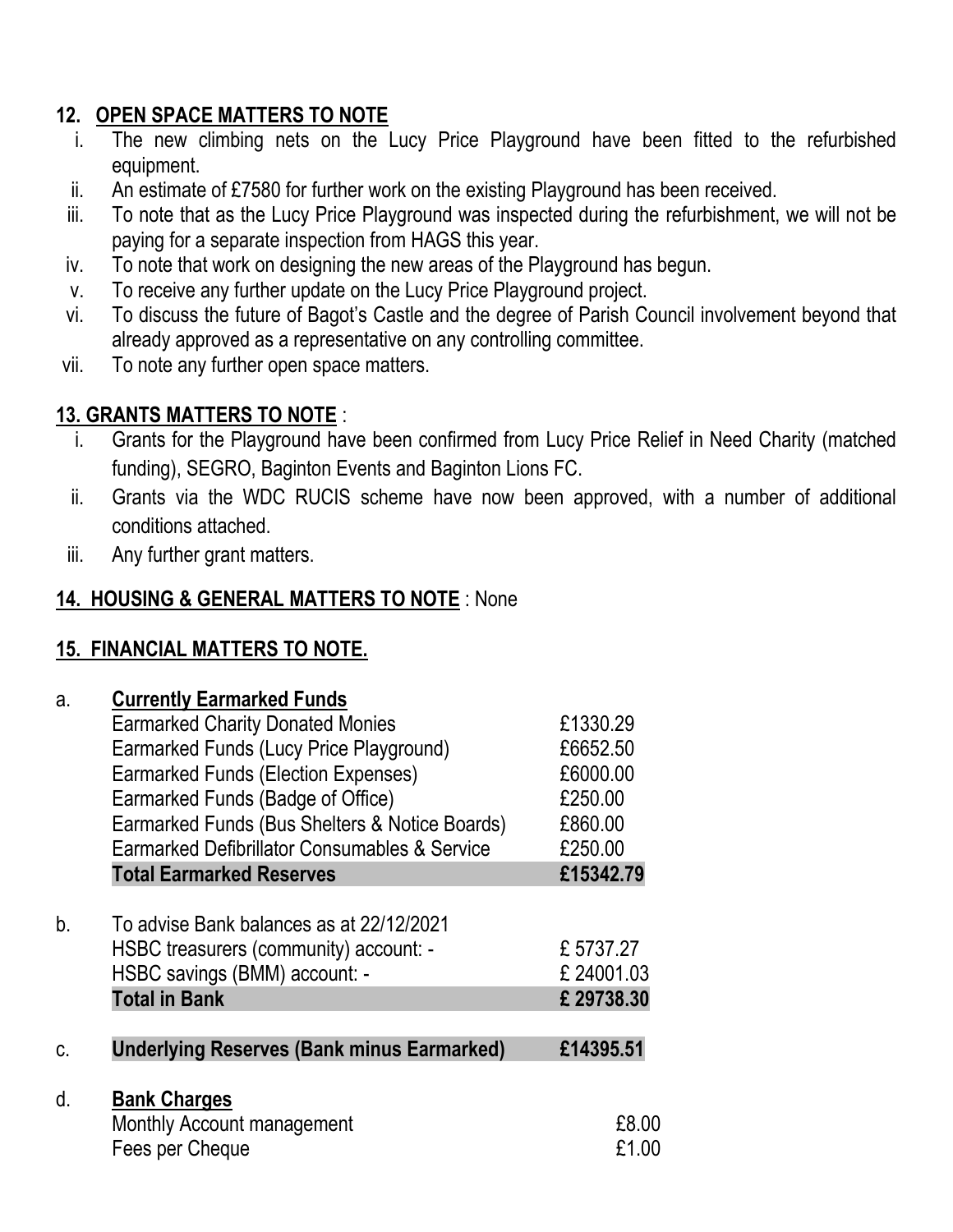## 12. OPEN SPACE MATTERS TO NOTE

i. The new climbing nets on the Lucy Price Playground have been fitted to the refurbished equipment.
ii. An estimate of £7580 for further work on the existing Playground has been received.
iii. To note that as the Lucy Price Playground was inspected during the refurbishment, we will not be paying for a separate inspection from HAGS this year.
iv. To note that work on designing the new areas of the Playground has begun.
v. To receive any further update on the Lucy Price Playground project.
vi. To discuss the future of Bagot's Castle and the degree of Parish Council involvement beyond that already approved as a representative on any controlling committee.
vii. To note any further open space matters.

## 13. GRANTS MATTERS TO NOTE :

i. Grants for the Playground have been confirmed from Lucy Price Relief in Need Charity (matched funding), SEGRO, Baginton Events and Baginton Lions FC.
ii. Grants via the WDC RUCIS scheme have now been approved, with a number of additional conditions attached.
iii. Any further grant matters.

## 14. HOUSING & GENERAL MATTERS TO NOTE : None

## 15. FINANCIAL MATTERS TO NOTE.

a. **Currently Earmarked Funds**

| | |
|---|---|
| Earmarked Charity Donated Monies | £1330.29 |
| Earmarked Funds (Lucy Price Playground) | £6652.50 |
| Earmarked Funds (Election Expenses) | £6000.00 |
| Earmarked Funds (Badge of Office) | £250.00 |
| Earmarked Funds (Bus Shelters & Notice Boards) | £860.00 |
| Earmarked Defibrillator Consumables & Service | £250.00 |
| **Total Earmarked Reserves** | **£15342.79** |

b. To advise Bank balances as at 22/12/2021

| | |
|---|---|
| HSBC treasurers (community) account: - | £ 5737.27 |
| HSBC savings (BMM) account: - | £ 24001.03 |
| **Total in Bank** | **£ 29738.30** |

c. **Underlying Reserves (Bank minus Earmarked)** **£14395.51**

d. **Bank Charges**

| | |
|---|---|
| Monthly Account management | £8.00 |
| Fees per Cheque | £1.00 |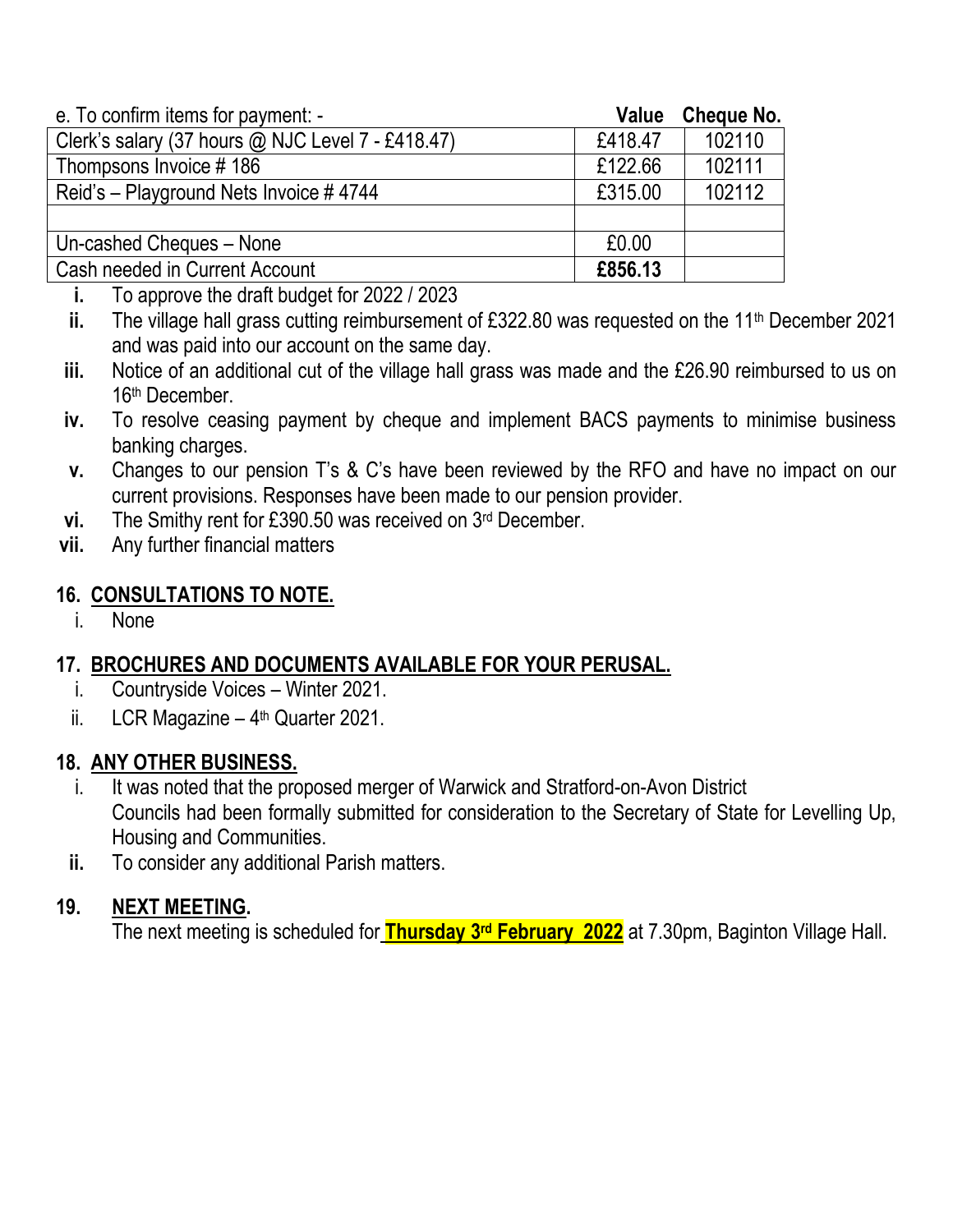| e. To confirm items for payment: - | **Value** | **Cheque No.** |
|---|---|---|
| Clerk's salary (37 hours @ NJC Level 7 - £418.47) | £418.47 | 102110 |
| Thompsons Invoice # 186 | £122.66 | 102111 |
| Reid's – Playground Nets Invoice # 4744 | £315.00 | 102112 |
| | | |
| Un-cashed Cheques – None | £0.00 | |
| Cash needed in Current Account | **£856.13** | |

- **i.** To approve the draft budget for 2022 / 2023
- **ii.** The village hall grass cutting reimbursement of £322.80 was requested on the 11th December 2021 and was paid into our account on the same day.
- **iii.** Notice of an additional cut of the village hall grass was made and the £26.90 reimbursed to us on 16th December.
- **iv.** To resolve ceasing payment by cheque and implement BACS payments to minimise business banking charges.
- **v.** Changes to our pension T's & C's have been reviewed by the RFO and have no impact on our current provisions. Responses have been made to our pension provider.
- **vi.** The Smithy rent for £390.50 was received on 3rd December.
- **vii.** Any further financial matters

## 16. CONSULTATIONS TO NOTE.

i. None

## 17. BROCHURES AND DOCUMENTS AVAILABLE FOR YOUR PERUSAL.

i. Countryside Voices – Winter 2021.

ii. LCR Magazine – 4th Quarter 2021.

## 18. ANY OTHER BUSINESS.

i. It was noted that the proposed merger of Warwick and Stratford-on-Avon District Councils had been formally submitted for consideration to the Secretary of State for Levelling Up, Housing and Communities.

**ii.** To consider any additional Parish matters.

## 19. NEXT MEETING.

The next meeting is scheduled for **Thursday 3rd February 2022** at 7.30pm, Baginton Village Hall.